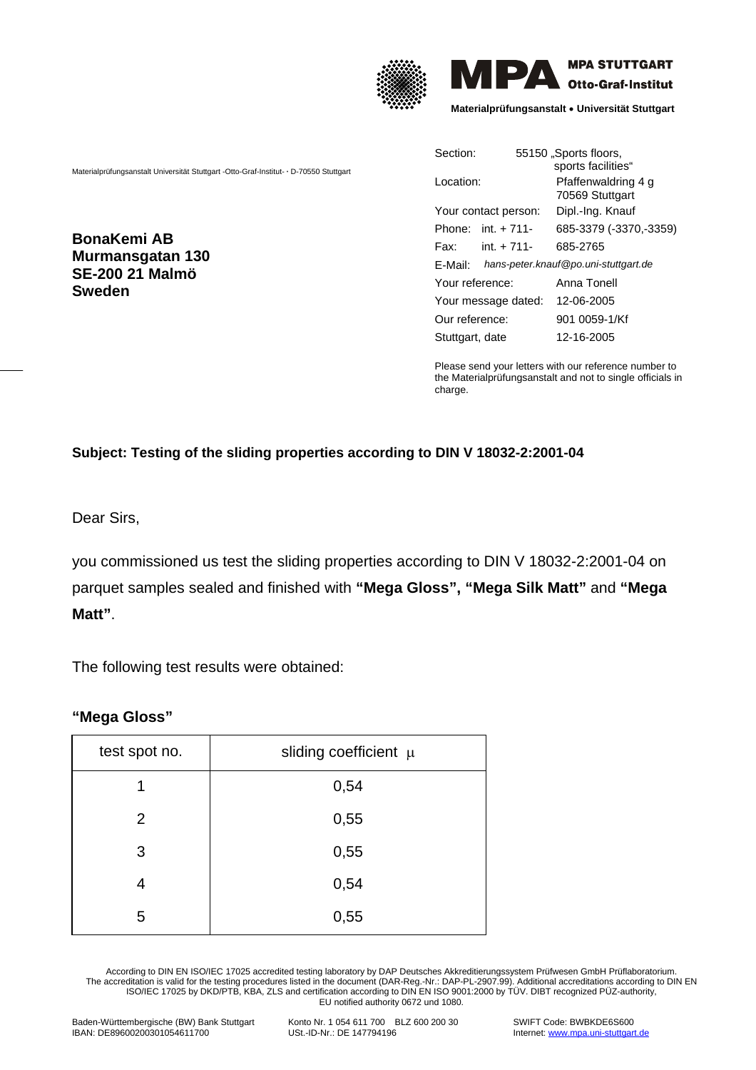MPA STUTTGART
Otto-Graf-Institut

Materialprüfungsanstalt • Universität Stuttgart

Materialprüfungsanstalt Universität Stuttgart -Otto-Graf-Institut- • D-70550 Stuttgart

**BonaKemi AB**
**Murmansgatan 130**
**SE-200 21 Malmö**
**Sweden**

| | |
|---|---|
| Section: | 55150 „Sports floors, sports facilities“ |
| Location: | Pfaffenwaldring 4 g 70569 Stuttgart |
| Your contact person: | Dipl.-Ing. Knauf |
| Phone: int. + 711- | 685-3379 (-3370,-3359) |
| Fax: int. + 711- | 685-2765 |
| E-Mail: | *hans-peter.knauf@po.uni-stuttgart.de* |
| Your reference: | Anna Tonell |
| Your message dated: | 12-06-2005 |
| Our reference: | 901 0059-1/Kf |
| Stuttgart, date | 12-16-2005 |

Please send your letters with our reference number to the Materialprüfungsanstalt and not to single officials in charge.

**Subject: Testing of the sliding properties according to DIN V 18032-2:2001-04**

Dear Sirs,

you commissioned us test the sliding properties according to DIN V 18032-2:2001-04 on parquet samples sealed and finished with **"Mega Gloss", "Mega Silk Matt"** and **"Mega Matt"**.

The following test results were obtained:

**"Mega Gloss"**

| test spot no. | sliding coefficient $\mu$ |
|---|---|
| 1 | 0,54 |
| 2 | 0,55 |
| 3 | 0,55 |
| 4 | 0,54 |
| 5 | 0,55 |

According to DIN EN ISO/IEC 17025 accredited testing laboratory by DAP Deutsches Akkreditierungssystem Prüfwesen GmbH Prüflaboratorium. The accreditation is valid for the testing procedures listed in the document (DAR-Reg.-Nr.: DAP-PL-2907.99). Additional accreditations according to DIN EN ISO/IEC 17025 by DKD/PTB, KBA, ZLS and certification according to DIN EN ISO 9001:2000 by TÜV. DIBT recognized PÜZ-authority, EU notified authority 0672 und 1080.

Baden-Württembergische (BW) Bank Stuttgart
IBAN: DE89600200301054611700

Konto Nr. 1 054 611 700 BLZ 600 200 30
USt.-ID-Nr.: DE 147794196

SWIFT Code: BWBKDE6S600
Internet: www.mpa.uni-stuttgart.de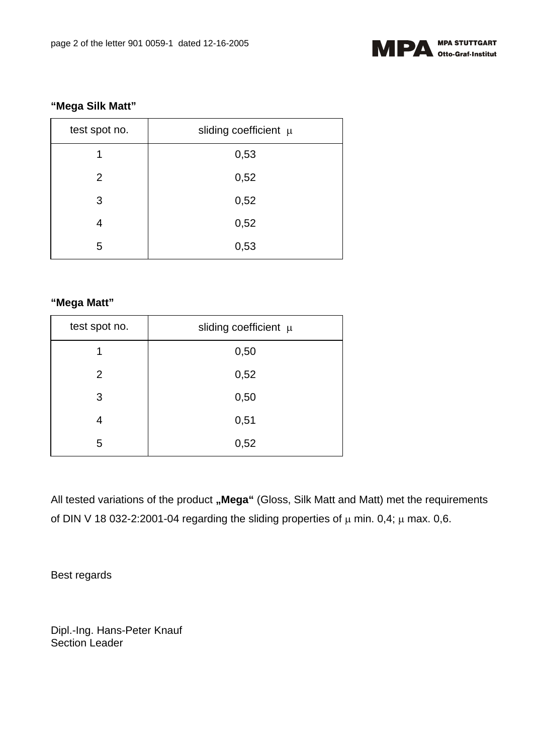**“Mega Silk Matt”**

| test spot no. | sliding coefficient $\mu$ |
|---|---|
| 1 | 0,53 |
| 2 | 0,52 |
| 3 | 0,52 |
| 4 | 0,52 |
| 5 | 0,53 |

**“Mega Matt”**

| test spot no. | sliding coefficient $\mu$ |
|---|---|
| 1 | 0,50 |
| 2 | 0,52 |
| 3 | 0,50 |
| 4 | 0,51 |
| 5 | 0,52 |

All tested variations of the product **„Mega“** (Gloss, Silk Matt and Matt) met the requirements of DIN V 18 032-2:2001-04 regarding the sliding properties of $\mu$ min. 0,4; $\mu$ max. 0,6.

Best regards

Dipl.-Ing. Hans-Peter Knauf
Section Leader